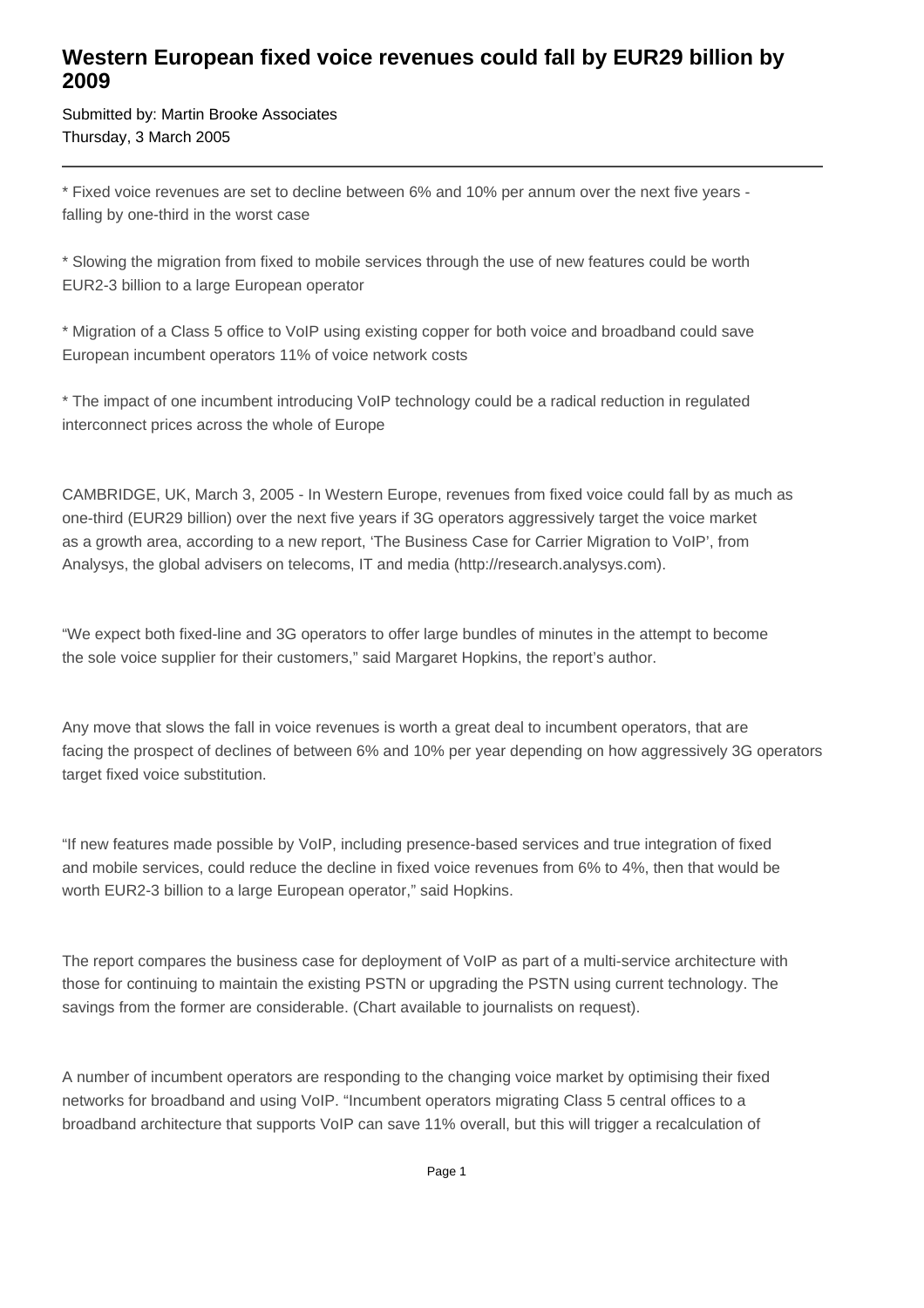# Western European fixed voice revenues could fall by EUR29 billion by 2009

Submitted by: Martin Brooke Associates
Thursday, 3 March 2005

---

* Fixed voice revenues are set to decline between 6% and 10% per annum over the next five years - falling by one-third in the worst case

* Slowing the migration from fixed to mobile services through the use of new features could be worth EUR2-3 billion to a large European operator

* Migration of a Class 5 office to VoIP using existing copper for both voice and broadband could save European incumbent operators 11% of voice network costs

* The impact of one incumbent introducing VoIP technology could be a radical reduction in regulated interconnect prices across the whole of Europe

CAMBRIDGE, UK, March 3, 2005 - In Western Europe, revenues from fixed voice could fall by as much as one-third (EUR29 billion) over the next five years if 3G operators aggressively target the voice market as a growth area, according to a new report, 'The Business Case for Carrier Migration to VoIP', from Analysys, the global advisers on telecoms, IT and media (http://research.analysys.com).

"We expect both fixed-line and 3G operators to offer large bundles of minutes in the attempt to become the sole voice supplier for their customers," said Margaret Hopkins, the report's author.

Any move that slows the fall in voice revenues is worth a great deal to incumbent operators, that are facing the prospect of declines of between 6% and 10% per year depending on how aggressively 3G operators target fixed voice substitution.

"If new features made possible by VoIP, including presence-based services and true integration of fixed and mobile services, could reduce the decline in fixed voice revenues from 6% to 4%, then that would be worth EUR2-3 billion to a large European operator," said Hopkins.

The report compares the business case for deployment of VoIP as part of a multi-service architecture with those for continuing to maintain the existing PSTN or upgrading the PSTN using current technology. The savings from the former are considerable. (Chart available to journalists on request).

A number of incumbent operators are responding to the changing voice market by optimising their fixed networks for broadband and using VoIP. "Incumbent operators migrating Class 5 central offices to a broadband architecture that supports VoIP can save 11% overall, but this will trigger a recalculation of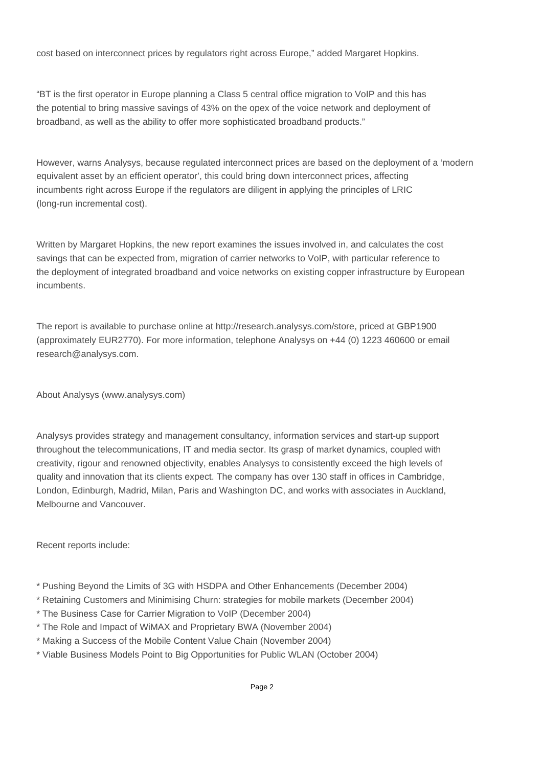cost based on interconnect prices by regulators right across Europe," added Margaret Hopkins.

"BT is the first operator in Europe planning a Class 5 central office migration to VoIP and this has the potential to bring massive savings of 43% on the opex of the voice network and deployment of broadband, as well as the ability to offer more sophisticated broadband products."

However, warns Analysys, because regulated interconnect prices are based on the deployment of a 'modern equivalent asset by an efficient operator', this could bring down interconnect prices, affecting incumbents right across Europe if the regulators are diligent in applying the principles of LRIC (long-run incremental cost).

Written by Margaret Hopkins, the new report examines the issues involved in, and calculates the cost savings that can be expected from, migration of carrier networks to VoIP, with particular reference to the deployment of integrated broadband and voice networks on existing copper infrastructure by European incumbents.

The report is available to purchase online at http://research.analysys.com/store, priced at GBP1900 (approximately EUR2770). For more information, telephone Analysys on +44 (0) 1223 460600 or email research@analysys.com.

About Analysys (www.analysys.com)

Analysys provides strategy and management consultancy, information services and start-up support throughout the telecommunications, IT and media sector. Its grasp of market dynamics, coupled with creativity, rigour and renowned objectivity, enables Analysys to consistently exceed the high levels of quality and innovation that its clients expect. The company has over 130 staff in offices in Cambridge, London, Edinburgh, Madrid, Milan, Paris and Washington DC, and works with associates in Auckland, Melbourne and Vancouver.

Recent reports include:

* Pushing Beyond the Limits of 3G with HSDPA and Other Enhancements (December 2004)
* Retaining Customers and Minimising Churn: strategies for mobile markets (December 2004)
* The Business Case for Carrier Migration to VoIP (December 2004)
* The Role and Impact of WiMAX and Proprietary BWA (November 2004)
* Making a Success of the Mobile Content Value Chain (November 2004)
* Viable Business Models Point to Big Opportunities for Public WLAN (October 2004)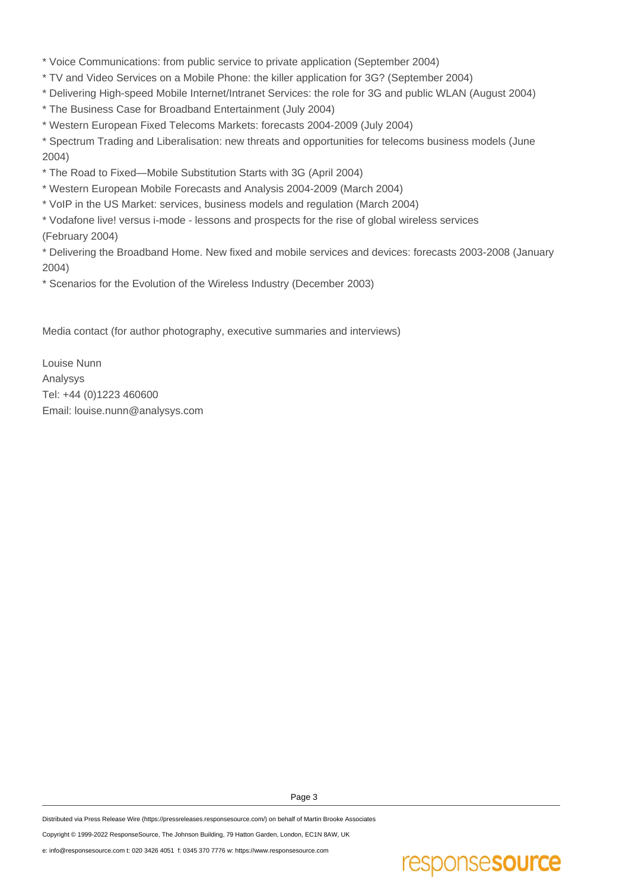* Voice Communications: from public service to private application (September 2004)
* TV and Video Services on a Mobile Phone: the killer application for 3G? (September 2004)
* Delivering High-speed Mobile Internet/Intranet Services: the role for 3G and public WLAN (August 2004)
* The Business Case for Broadband Entertainment (July 2004)
* Western European Fixed Telecoms Markets: forecasts 2004-2009 (July 2004)
* Spectrum Trading and Liberalisation: new threats and opportunities for telecoms business models (June 2004)
* The Road to Fixed—Mobile Substitution Starts with 3G (April 2004)
* Western European Mobile Forecasts and Analysis 2004-2009 (March 2004)
* VoIP in the US Market: services, business models and regulation (March 2004)
* Vodafone live! versus i-mode - lessons and prospects for the rise of global wireless services (February 2004)
* Delivering the Broadband Home. New fixed and mobile services and devices: forecasts 2003-2008 (January 2004)
* Scenarios for the Evolution of the Wireless Industry (December 2003)

Media contact (for author photography, executive summaries and interviews)

Louise Nunn
Analysys
Tel: +44 (0)1223 460600
Email: louise.nunn@analysys.com